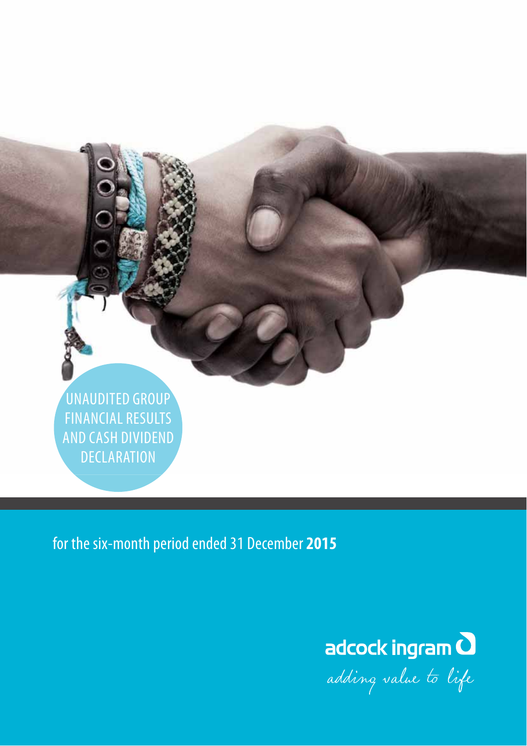# UNAUDITED GROUP FINANCIAL RESULTS AND CASH DIVIDEND DECLARATION

for the six-month period ended 31 December **2015**

adcock ingram

*adding value to life*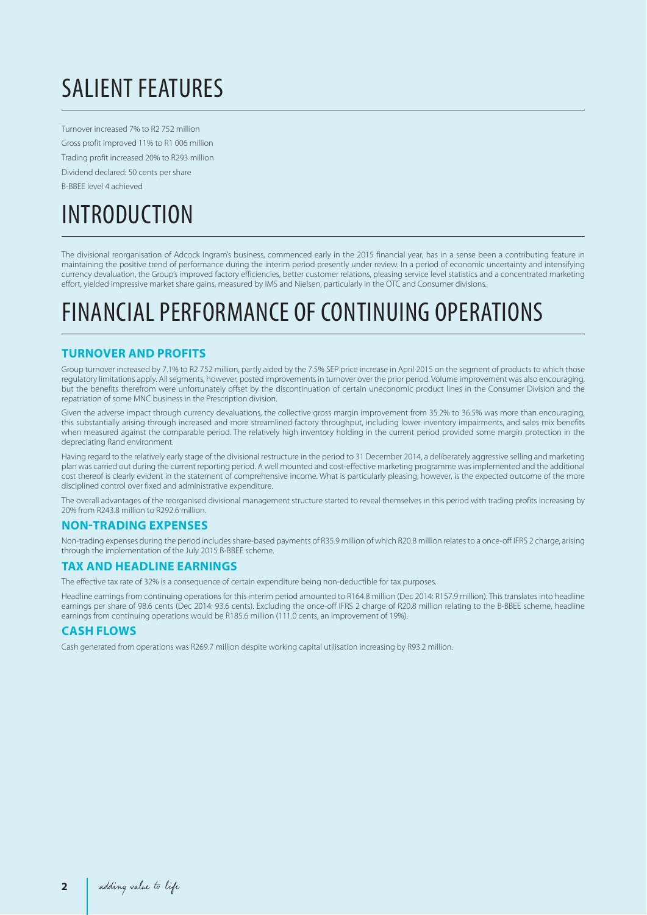# SALIENT FEATURES

Turnover increased 7% to R2 752 million

Gross profit improved 11% to R1 006 million

Trading profit increased 20% to R293 million

Dividend declared: 50 cents per share

B-BBEE level 4 achieved

# INTRODUCTION

The divisional reorganisation of Adcock Ingram's business, commenced early in the 2015 financial year, has in a sense been a contributing feature in maintaining the positive trend of performance during the interim period presently under review. In a period of economic uncertainty and intensifying currency devaluation, the Group's improved factory efficiencies, better customer relations, pleasing service level statistics and a concentrated marketing effort, yielded impressive market share gains, measured by IMS and Nielsen, particularly in the OTC and Consumer divisions.

# FINANCIAL PERFORMANCE OF CONTINUING OPERATIONS

## TURNOVER AND PROFITS

Group turnover increased by 7.1% to R2 752 million, partly aided by the 7.5% SEP price increase in April 2015 on the segment of products to which those regulatory limitations apply. All segments, however, posted improvements in turnover over the prior period. Volume improvement was also encouraging, but the benefits therefrom were unfortunately offset by the discontinuation of certain uneconomic product lines in the Consumer Division and the repatriation of some MNC business in the Prescription division.

Given the adverse impact through currency devaluations, the collective gross margin improvement from 35.2% to 36.5% was more than encouraging, this substantially arising through increased and more streamlined factory throughput, including lower inventory impairments, and sales mix benefits when measured against the comparable period. The relatively high inventory holding in the current period provided some margin protection in the depreciating Rand environment.

Having regard to the relatively early stage of the divisional restructure in the period to 31 December 2014, a deliberately aggressive selling and marketing plan was carried out during the current reporting period. A well mounted and cost-effective marketing programme was implemented and the additional cost thereof is clearly evident in the statement of comprehensive income. What is particularly pleasing, however, is the expected outcome of the more disciplined control over fixed and administrative expenditure.

The overall advantages of the reorganised divisional management structure started to reveal themselves in this period with trading profits increasing by 20% from R243.8 million to R292.6 million.

## NON-TRADING EXPENSES

Non-trading expenses during the period includes share-based payments of R35.9 million of which R20.8 million relates to a once-off IFRS 2 charge, arising through the implementation of the July 2015 B-BBEE scheme.

## TAX AND HEADLINE EARNINGS

The effective tax rate of 32% is a consequence of certain expenditure being non-deductible for tax purposes.

Headline earnings from continuing operations for this interim period amounted to R164.8 million (Dec 2014: R157.9 million). This translates into headline earnings per share of 98.6 cents (Dec 2014: 93.6 cents). Excluding the once-off IFRS 2 charge of R20.8 million relating to the B-BBEE scheme, headline earnings from continuing operations would be R185.6 million (111.0 cents, an improvement of 19%).

## CASH FLOWS

Cash generated from operations was R269.7 million despite working capital utilisation increasing by R93.2 million.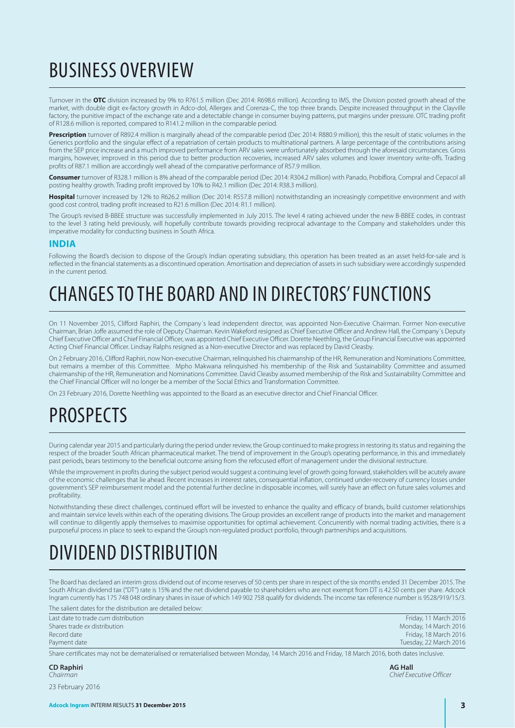# BUSINESS OVERVIEW

Turnover in the **OTC** division increased by 9% to R761.5 million (Dec 2014: R698.6 million). According to IMS, the Division posted growth ahead of the market, with double digit ex-factory growth in Adco-dol, Allergex and Corenza-C, the top three brands. Despite increased throughput in the Clayville factory, the punitive impact of the exchange rate and a detectable change in consumer buying patterns, put margins under pressure. OTC trading profit of R128.6 million is reported, compared to R141.2 million in the comparable period.

**Prescription** turnover of R892.4 million is marginally ahead of the comparable period (Dec 2014: R880.9 million), this the result of static volumes in the Generics portfolio and the singular effect of a repatriation of certain products to multinational partners. A large percentage of the contributions arising from the SEP price increase and a much improved performance from ARV sales were unfortunately absorbed through the aforesaid circumstances. Gross margins, however, improved in this period due to better production recoveries, increased ARV sales volumes and lower inventory write-offs. Trading profits of R87.1 million are accordingly well ahead of the comparative performance of R57.9 million.

**Consumer** turnover of R328.1 million is 8% ahead of the comparable period (Dec 2014: R304.2 million) with Panado, Probiflora, Compral and Cepacol all posting healthy growth. Trading profit improved by 10% to R42.1 million (Dec 2014: R38.3 million).

**Hospital** turnover increased by 12% to R626.2 million (Dec 2014: R557.8 million) notwithstanding an increasingly competitive environment and with good cost control, trading profit increased to R21.6 million (Dec 2014: R1.1 million).

The Group's revised B-BBEE structure was successfully implemented in July 2015. The level 4 rating achieved under the new B-BBEE codes, in contrast to the level 3 rating held previously, will hopefully contribute towards providing reciprocal advantage to the Company and stakeholders under this imperative modality for conducting business in South Africa.

## INDIA

Following the Board's decision to dispose of the Group's Indian operating subsidiary, this operation has been treated as an asset held-for-sale and is reflected in the financial statements as a discontinued operation. Amortisation and depreciation of assets in such subsidiary were accordingly suspended in the current period.

# CHANGES TO THE BOARD AND IN DIRECTORS' FUNCTIONS

On 11 November 2015, Clifford Raphiri, the Company´s lead independent director, was appointed Non-Executive Chairman. Former Non-executive Chairman, Brian Joffe assumed the role of Deputy Chairman. Kevin Wakeford resigned as Chief Executive Officer and Andrew Hall, the Company´s Deputy Chief Executive Officer and Chief Financial Officer, was appointed Chief Executive Officer. Dorette Neethling, the Group Financial Executive was appointed Acting Chief Financial Officer. Lindsay Ralphs resigned as a Non-executive Director and was replaced by David Cleasby.

On 2 February 2016, Clifford Raphiri, now Non-executive Chairman, relinquished his chairmanship of the HR, Remuneration and Nominations Committee, but remains a member of this Committee. Mpho Makwana relinquished his membership of the Risk and Sustainability Committee and assumed chairmanship of the HR, Remuneration and Nominations Committee. David Cleasby assumed membership of the Risk and Sustainability Committee and the Chief Financial Officer will no longer be a member of the Social Ethics and Transformation Committee.

On 23 February 2016, Dorette Neethling was appointed to the Board as an executive director and Chief Financial Officer.

# PROSPECTS

During calendar year 2015 and particularly during the period under review, the Group continued to make progress in restoring its status and regaining the respect of the broader South African pharmaceutical market. The trend of improvement in the Group's operating performance, in this and immediately past periods, bears testimony to the beneficial outcome arising from the refocused effort of management under the divisional restructure.

While the improvement in profits during the subject period would suggest a continuing level of growth going forward, stakeholders will be acutely aware of the economic challenges that lie ahead. Recent increases in interest rates, consequential inflation, continued under-recovery of currency losses under government's SEP reimbursement model and the potential further decline in disposable incomes, will surely have an effect on future sales volumes and profitability.

Notwithstanding these direct challenges, continued effort will be invested to enhance the quality and efficacy of brands, build customer relationships and maintain service levels within each of the operating divisions. The Group provides an excellent range of products into the market and management will continue to diligently apply themselves to maximise opportunities for optimal achievement. Concurrently with normal trading activities, there is a purposeful process in place to seek to expand the Group's non-regulated product portfolio, through partnerships and acquisitions.

# DIVIDEND DISTRIBUTION

The Board has declared an interim gross dividend out of income reserves of 50 cents per share in respect of the six months ended 31 December 2015. The South African dividend tax ("DT") rate is 15% and the net dividend payable to shareholders who are not exempt from DT is 42.50 cents per share. Adcock Ingram currently has 175 748 048 ordinary shares in issue of which 149 902 758 qualify for dividends. The income tax reference number is 9528/919/15/3.

The salient dates for the distribution are detailed below:

| | |
|---|---|
| Last date to trade *cum* distribution | Friday, 11 March 2016 |
| Shares trade *ex* distribution | Monday, 14 March 2016 |
| Record date | Friday, 18 March 2016 |
| Payment date | Tuesday, 22 March 2016 |

Share certificates may not be dematerialised or rematerialised between Monday, 14 March 2016 and Friday, 18 March 2016, both dates inclusive.

**CD Raphiri**
*Chairman*

**AG Hall**
*Chief Executive Officer*

23 February 2016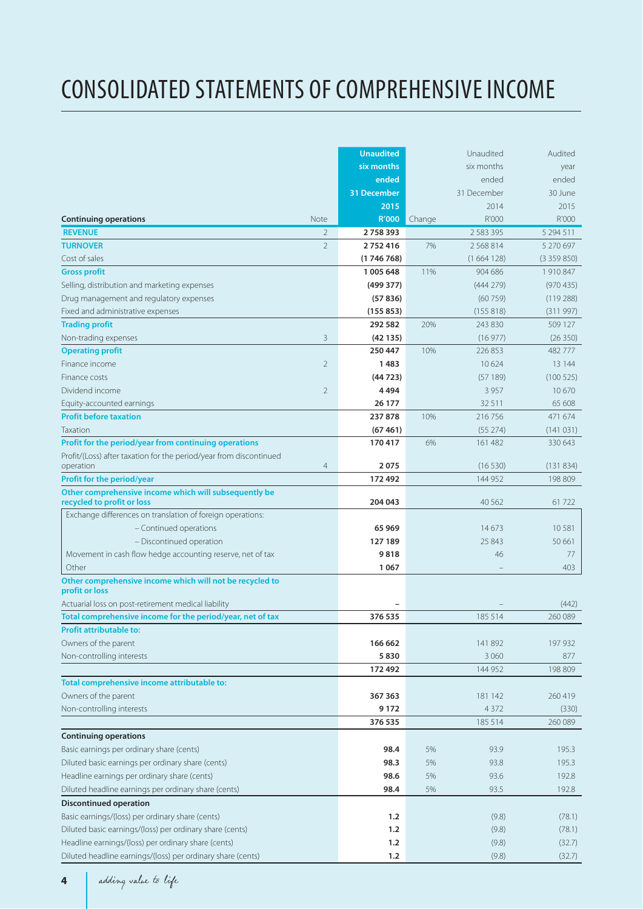# CONSOLIDATED STATEMENTS OF COMPREHENSIVE INCOME

| Continuing operations | Note | Unaudited six months ended 31 December 2015 R'000 | Change | Unaudited six months ended 31 December 2014 R'000 | Audited year ended 30 June 2015 R'000 |
|---|---|---|---|---|---|
| **REVENUE** | 2 | **2 758 393** | | 2 583 395 | 5 294 511 |
| **TURNOVER** | 2 | **2 752 416** | 7% | 2 568 814 | 5 270 697 |
| Cost of sales | | **(1 746 768)** | | (1 664 128) | (3 359 850) |
| **Gross profit** | | **1 005 648** | 11% | 904 686 | 1 910 847 |
| Selling, distribution and marketing expenses | | **(499 377)** | | (444 279) | (970 435) |
| Drug management and regulatory expenses | | **(57 836)** | | (60 759) | (119 288) |
| Fixed and administrative expenses | | **(155 853)** | | (155 818) | (311 997) |
| **Trading profit** | | **292 582** | 20% | 243 830 | 509 127 |
| Non-trading expenses | 3 | **(42 135)** | | (16 977) | (26 350) |
| **Operating profit** | | **250 447** | 10% | 226 853 | 482 777 |
| Finance income | 2 | **1 483** | | 10 624 | 13 144 |
| Finance costs | | **(44 723)** | | (57 189) | (100 525) |
| Dividend income | 2 | **4 494** | | 3 957 | 10 670 |
| Equity-accounted earnings | | **26 177** | | 32 511 | 65 608 |
| **Profit before taxation** | | **237 878** | 10% | 216 756 | 471 674 |
| Taxation | | **(67 461)** | | (55 274) | (141 031) |
| **Profit for the period/year from continuing operations** | | **170 417** | 6% | 161 482 | 330 643 |
| Profit/(Loss) after taxation for the period/year from discontinued operation | 4 | **2 075** | | (16 530) | (131 834) |
| **Profit for the period/year** | | **172 492** | | 144 952 | 198 809 |
| **Other comprehensive income which will subsequently be recycled to profit or loss** | | **204 043** | | 40 562 | 61 722 |
| Exchange differences on translation of foreign operations: | | | | | |
| – Continued operations | | **65 969** | | 14 673 | 10 581 |
| – Discontinued operation | | **127 189** | | 25 843 | 50 661 |
| Movement in cash flow hedge accounting reserve, net of tax | | **9 818** | | 46 | 77 |
| Other | | **1 067** | | – | 403 |
| **Other comprehensive income which will not be recycled to profit or loss** | | | | | |
| Actuarial loss on post-retirement medical liability | | **–** | | – | (442) |
| **Total comprehensive income for the period/year, net of tax** | | **376 535** | | 185 514 | 260 089 |
| **Profit attributable to:** | | | | | |
| Owners of the parent | | **166 662** | | 141 892 | 197 932 |
| Non-controlling interests | | **5 830** | | 3 060 | 877 |
| | | **172 492** | | 144 952 | 198 809 |
| **Total comprehensive income attributable to:** | | | | | |
| Owners of the parent | | **367 363** | | 181 142 | 260 419 |
| Non-controlling interests | | **9 172** | | 4 372 | (330) |
| | | **376 535** | | 185 514 | 260 089 |
| **Continuing operations** | | | | | |
| Basic earnings per ordinary share (cents) | | **98.4** | 5% | 93.9 | 195.3 |
| Diluted basic earnings per ordinary share (cents) | | **98.3** | 5% | 93.8 | 195.3 |
| Headline earnings per ordinary share (cents) | | **98.6** | 5% | 93.6 | 192.8 |
| Diluted headline earnings per ordinary share (cents) | | **98.4** | 5% | 93.5 | 192.8 |
| **Discontinued operation** | | | | | |
| Basic earnings/(loss) per ordinary share (cents) | | **1.2** | | (9.8) | (78.1) |
| Diluted basic earnings/(loss) per ordinary share (cents) | | **1.2** | | (9.8) | (78.1) |
| Headline earnings/(loss) per ordinary share (cents) | | **1.2** | | (9.8) | (32.7) |
| Diluted headline earnings/(loss) per ordinary share (cents) | | **1.2** | | (9.8) | (32.7) |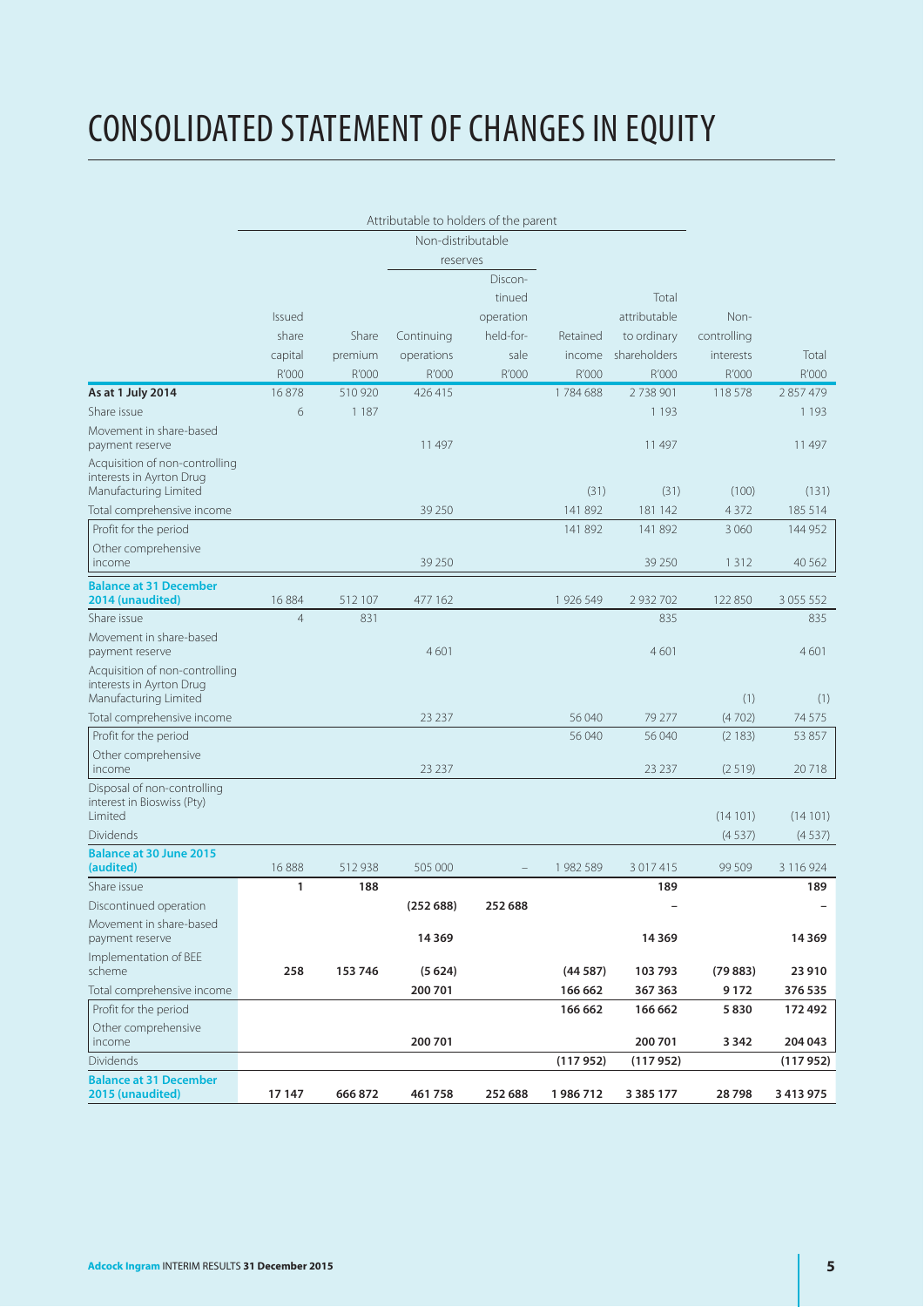# CONSOLIDATED STATEMENT OF CHANGES IN EQUITY

| | Attributable to holders of the parent | | | | | | | |
|---|---|---|---|---|---|---|---|---|
| | | | Non-distributable reserves | | | | | |
| | Issued share capital R'000 | Share premium R'000 | Continuing operations R'000 | Discontinued operation held-for-sale R'000 | Retained income R'000 | Total attributable to ordinary shareholders R'000 | Non-controlling interests R'000 | Total R'000 |
| **As at 1 July 2014** | 16 878 | 510 920 | 426 415 | | 1 784 688 | 2 738 901 | 118 578 | 2 857 479 |
| Share issue | 6 | 1 187 | | | | 1 193 | | 1 193 |
| Movement in share-based payment reserve | | | 11 497 | | | 11 497 | | 11 497 |
| Acquisition of non-controlling interests in Ayrton Drug Manufacturing Limited | | | | | (31) | (31) | (100) | (131) |
| Total comprehensive income | | | 39 250 | | 141 892 | 181 142 | 4 372 | 185 514 |
| Profit for the period | | | | | 141 892 | 141 892 | 3 060 | 144 952 |
| Other comprehensive income | | | 39 250 | | | 39 250 | 1 312 | 40 562 |
| **Balance at 31 December 2014 (unaudited)** | 16 884 | 512 107 | 477 162 | | 1 926 549 | 2 932 702 | 122 850 | 3 055 552 |
| Share issue | 4 | 831 | | | | 835 | | 835 |
| Movement in share-based payment reserve | | | 4 601 | | | 4 601 | | 4 601 |
| Acquisition of non-controlling interests in Ayrton Drug Manufacturing Limited | | | | | | | (1) | (1) |
| Total comprehensive income | | | 23 237 | | 56 040 | 79 277 | (4 702) | 74 575 |
| Profit for the period | | | | | 56 040 | 56 040 | (2 183) | 53 857 |
| Other comprehensive income | | | 23 237 | | | 23 237 | (2 519) | 20 718 |
| Disposal of non-controlling interest in Bioswiss (Pty) Limited | | | | | | | (14 101) | (14 101) |
| Dividends | | | | | | | (4 537) | (4 537) |
| **Balance at 30 June 2015 (audited)** | 16 888 | 512 938 | 505 000 | – | 1 982 589 | 3 017 415 | 99 509 | 3 116 924 |
| Share issue | **1** | **188** | | | | **189** | | **189** |
| Discontinued operation | | | **(252 688)** | **252 688** | | **–** | | **–** |
| Movement in share-based payment reserve | | | **14 369** | | | **14 369** | | **14 369** |
| Implementation of BEE scheme | **258** | **153 746** | **(5 624)** | | **(44 587)** | **103 793** | **(79 883)** | **23 910** |
| Total comprehensive income | | | **200 701** | | **166 662** | **367 363** | **9 172** | **376 535** |
| Profit for the period | | | | | **166 662** | **166 662** | **5 830** | **172 492** |
| Other comprehensive income | | | **200 701** | | | **200 701** | **3 342** | **204 043** |
| Dividends | | | | | **(117 952)** | **(117 952)** | | **(117 952)** |
| **Balance at 31 December 2015 (unaudited)** | **17 147** | **666 872** | **461 758** | **252 688** | **1 986 712** | **3 385 177** | **28 798** | **3 413 975** |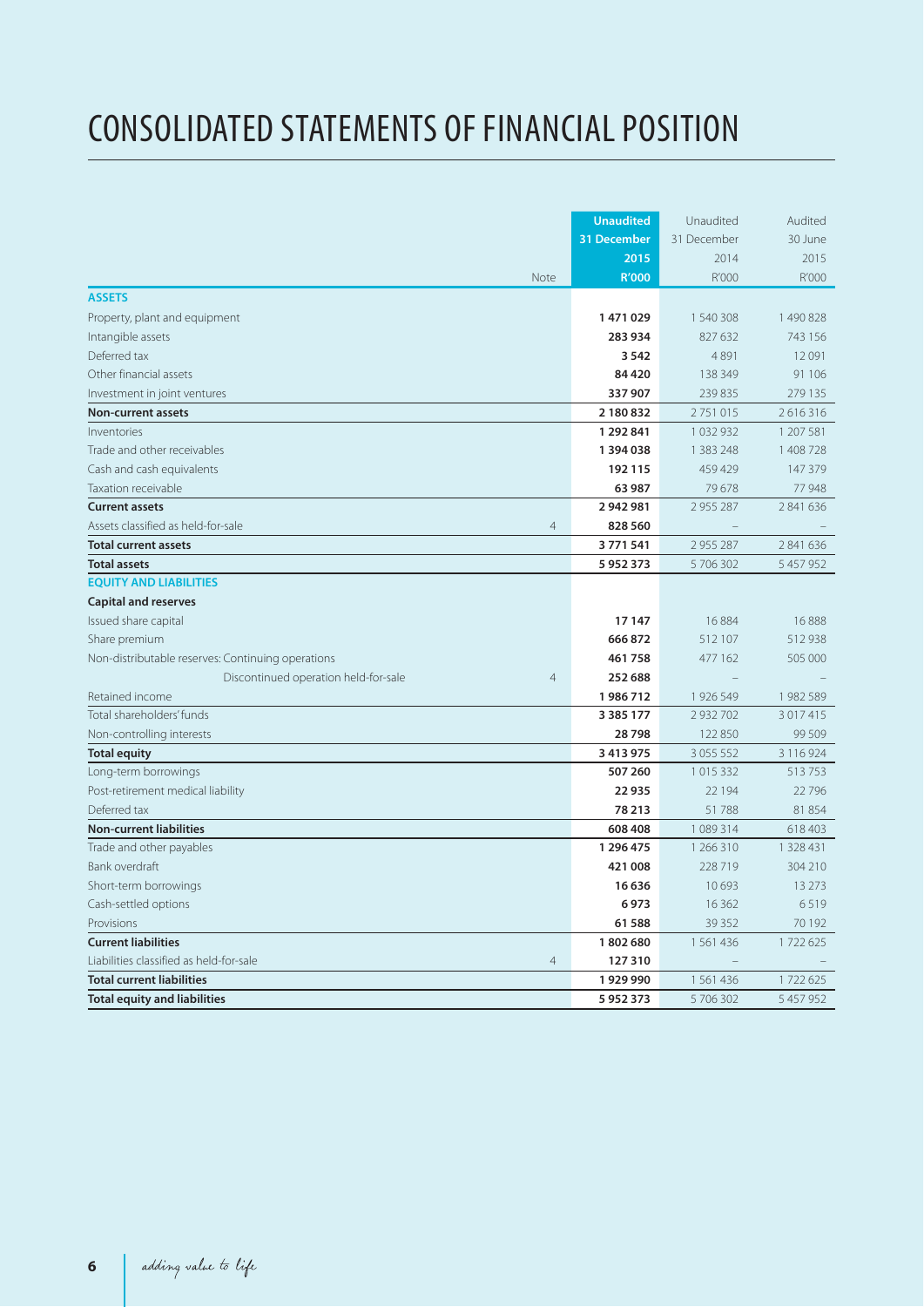# CONSOLIDATED STATEMENTS OF FINANCIAL POSITION

| | Note | **Unaudited 31 December 2015 R'000** | Unaudited 31 December 2014 R'000 | Audited 30 June 2015 R'000 |
|---|---|---|---|---|
| **ASSETS** | | | | |
| Property, plant and equipment | | **1 471 029** | 1 540 308 | 1 490 828 |
| Intangible assets | | **283 934** | 827 632 | 743 156 |
| Deferred tax | | **3 542** | 4 891 | 12 091 |
| Other financial assets | | **84 420** | 138 349 | 91 106 |
| Investment in joint ventures | | **337 907** | 239 835 | 279 135 |
| **Non-current assets** | | **2 180 832** | 2 751 015 | 2 616 316 |
| Inventories | | **1 292 841** | 1 032 932 | 1 207 581 |
| Trade and other receivables | | **1 394 038** | 1 383 248 | 1 408 728 |
| Cash and cash equivalents | | **192 115** | 459 429 | 147 379 |
| Taxation receivable | | **63 987** | 79 678 | 77 948 |
| **Current assets** | | **2 942 981** | 2 955 287 | 2 841 636 |
| Assets classified as held-for-sale | 4 | **828 560** | – | – |
| **Total current assets** | | **3 771 541** | 2 955 287 | 2 841 636 |
| **Total assets** | | **5 952 373** | 5 706 302 | 5 457 952 |
| **EQUITY AND LIABILITIES** | | | | |
| **Capital and reserves** | | | | |
| Issued share capital | | **17 147** | 16 884 | 16 888 |
| Share premium | | **666 872** | 512 107 | 512 938 |
| Non-distributable reserves: Continuing operations | | **461 758** | 477 162 | 505 000 |
| Discontinued operation held-for-sale | 4 | **252 688** | – | – |
| Retained income | | **1 986 712** | 1 926 549 | 1 982 589 |
| Total shareholders' funds | | **3 385 177** | 2 932 702 | 3 017 415 |
| Non-controlling interests | | **28 798** | 122 850 | 99 509 |
| **Total equity** | | **3 413 975** | 3 055 552 | 3 116 924 |
| Long-term borrowings | | **507 260** | 1 015 332 | 513 753 |
| Post-retirement medical liability | | **22 935** | 22 194 | 22 796 |
| Deferred tax | | **78 213** | 51 788 | 81 854 |
| **Non-current liabilities** | | **608 408** | 1 089 314 | 618 403 |
| Trade and other payables | | **1 296 475** | 1 266 310 | 1 328 431 |
| Bank overdraft | | **421 008** | 228 719 | 304 210 |
| Short-term borrowings | | **16 636** | 10 693 | 13 273 |
| Cash-settled options | | **6 973** | 16 362 | 6 519 |
| Provisions | | **61 588** | 39 352 | 70 192 |
| **Current liabilities** | | **1 802 680** | 1 561 436 | 1 722 625 |
| Liabilities classified as held-for-sale | 4 | **127 310** | – | – |
| **Total current liabilities** | | **1 929 990** | 1 561 436 | 1 722 625 |
| **Total equity and liabilities** | | **5 952 373** | 5 706 302 | 5 457 952 |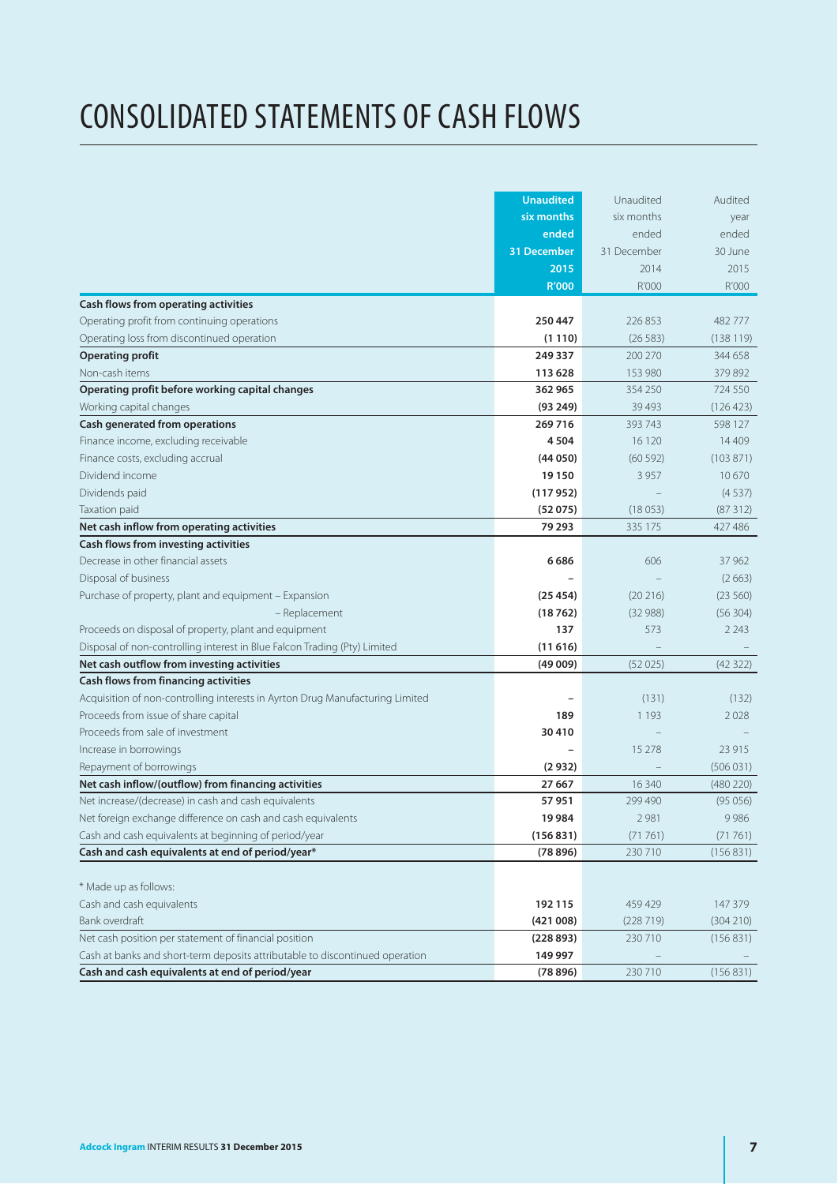# CONSOLIDATED STATEMENTS OF CASH FLOWS

| | **Unaudited six months ended 31 December 2015 R'000** | Unaudited six months ended 31 December 2014 R'000 | Audited year ended 30 June 2015 R'000 |
|---|---|---|---|
| **Cash flows from operating activities** | | | |
| Operating profit from continuing operations | **250 447** | 226 853 | 482 777 |
| Operating loss from discontinued operation | **(1 110)** | (26 583) | (138 119) |
| **Operating profit** | **249 337** | 200 270 | 344 658 |
| Non-cash items | **113 628** | 153 980 | 379 892 |
| **Operating profit before working capital changes** | **362 965** | 354 250 | 724 550 |
| Working capital changes | **(93 249)** | 39 493 | (126 423) |
| **Cash generated from operations** | **269 716** | 393 743 | 598 127 |
| Finance income, excluding receivable | **4 504** | 16 120 | 14 409 |
| Finance costs, excluding accrual | **(44 050)** | (60 592) | (103 871) |
| Dividend income | **19 150** | 3 957 | 10 670 |
| Dividends paid | **(117 952)** | – | (4 537) |
| Taxation paid | **(52 075)** | (18 053) | (87 312) |
| **Net cash inflow from operating activities** | **79 293** | 335 175 | 427 486 |
| **Cash flows from investing activities** | | | |
| Decrease in other financial assets | **6 686** | 606 | 37 962 |
| Disposal of business | **–** | – | (2 663) |
| Purchase of property, plant and equipment – Expansion | **(25 454)** | (20 216) | (23 560) |
| – Replacement | **(18 762)** | (32 988) | (56 304) |
| Proceeds on disposal of property, plant and equipment | **137** | 573 | 2 243 |
| Disposal of non-controlling interest in Blue Falcon Trading (Pty) Limited | **(11 616)** | – | – |
| **Net cash outflow from investing activities** | **(49 009)** | (52 025) | (42 322) |
| **Cash flows from financing activities** | | | |
| Acquisition of non-controlling interests in Ayrton Drug Manufacturing Limited | **–** | (131) | (132) |
| Proceeds from issue of share capital | **189** | 1 193 | 2 028 |
| Proceeds from sale of investment | **30 410** | – | – |
| Increase in borrowings | **–** | 15 278 | 23 915 |
| Repayment of borrowings | **(2 932)** | – | (506 031) |
| **Net cash inflow/(outflow) from financing activities** | **27 667** | 16 340 | (480 220) |
| Net increase/(decrease) in cash and cash equivalents | **57 951** | 299 490 | (95 056) |
| Net foreign exchange difference on cash and cash equivalents | **19 984** | 2 981 | 9 986 |
| Cash and cash equivalents at beginning of period/year | **(156 831)** | (71 761) | (71 761) |
| **Cash and cash equivalents at end of period/year*** | **(78 896)** | 230 710 | (156 831) |
| | | | |
| * Made up as follows: | | | |
| Cash and cash equivalents | **192 115** | 459 429 | 147 379 |
| Bank overdraft | **(421 008)** | (228 719) | (304 210) |
| Net cash position per statement of financial position | **(228 893)** | 230 710 | (156 831) |
| Cash at banks and short-term deposits attributable to discontinued operation | **149 997** | – | – |
| **Cash and cash equivalents at end of period/year** | **(78 896)** | 230 710 | (156 831) |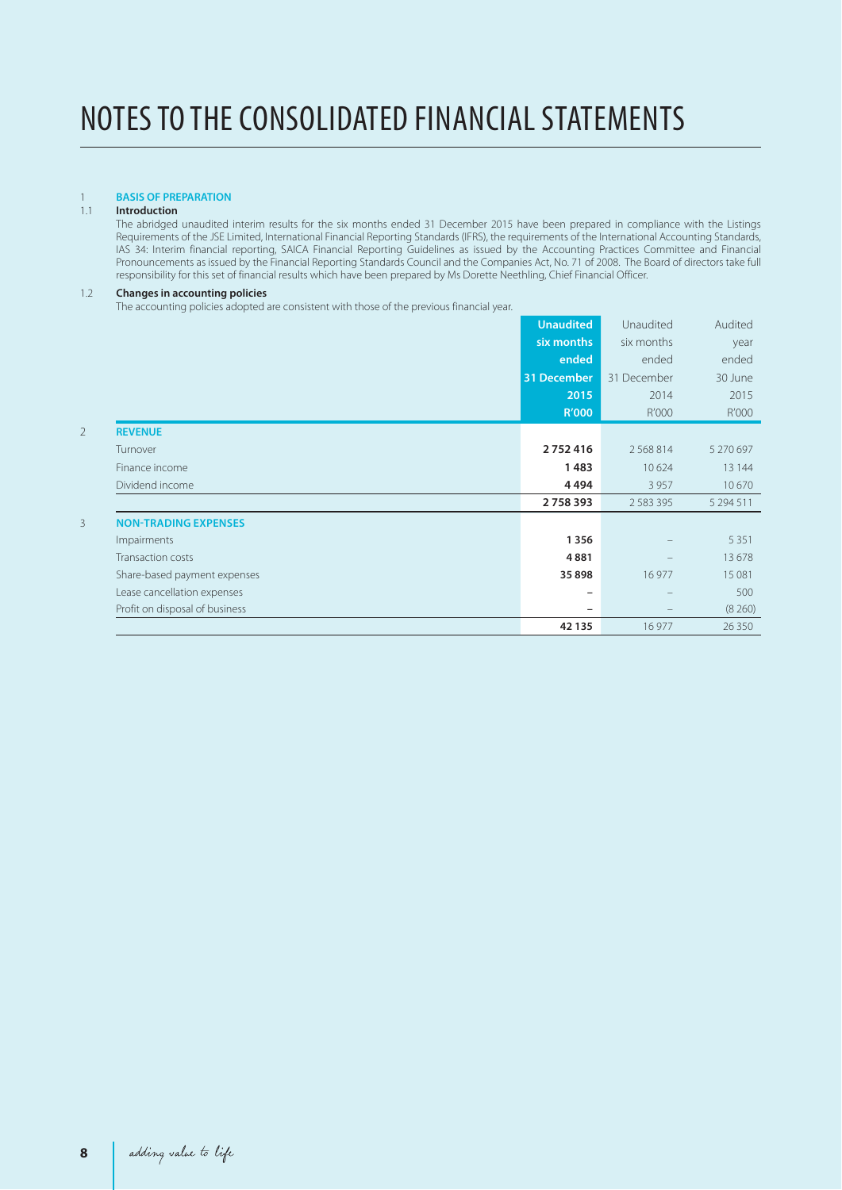# NOTES TO THE CONSOLIDATED FINANCIAL STATEMENTS

## 1 BASIS OF PREPARATION

### 1.1 Introduction

The abridged unaudited interim results for the six months ended 31 December 2015 have been prepared in compliance with the Listings Requirements of the JSE Limited, International Financial Reporting Standards (IFRS), the requirements of the International Accounting Standards, IAS 34: Interim financial reporting, SAICA Financial Reporting Guidelines as issued by the Accounting Practices Committee and Financial Pronouncements as issued by the Financial Reporting Standards Council and the Companies Act, No. 71 of 2008. The Board of directors take full responsibility for this set of financial results which have been prepared by Ms Dorette Neethling, Chief Financial Officer.

### 1.2 Changes in accounting policies

The accounting policies adopted are consistent with those of the previous financial year.

| | | Unaudited six months ended 31 December 2015 R'000 | Unaudited six months ended 31 December 2014 R'000 | Audited year ended 30 June 2015 R'000 |
|---|---|---|---|---|
| **2** | **REVENUE** | | | |
| | Turnover | **2 752 416** | 2 568 814 | 5 270 697 |
| | Finance income | **1 483** | 10 624 | 13 144 |
| | Dividend income | **4 494** | 3 957 | 10 670 |
| | | **2 758 393** | 2 583 395 | 5 294 511 |
| **3** | **NON-TRADING EXPENSES** | | | |
| | Impairments | **1 356** | – | 5 351 |
| | Transaction costs | **4 881** | – | 13 678 |
| | Share-based payment expenses | **35 898** | 16 977 | 15 081 |
| | Lease cancellation expenses | **–** | – | 500 |
| | Profit on disposal of business | **–** | – | (8 260) |
| | | **42 135** | 16 977 | 26 350 |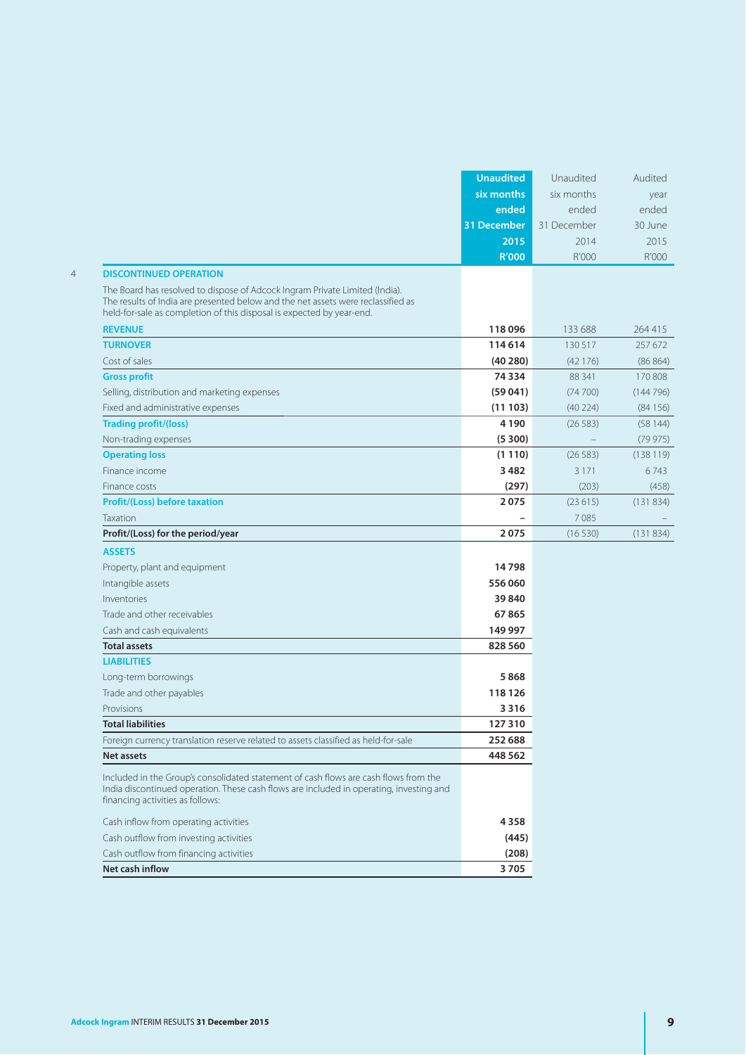## 4 DISCONTINUED OPERATION

The Board has resolved to dispose of Adcock Ingram Private Limited (India). The results of India are presented below and the net assets were reclassified as held-for-sale as completion of this disposal is expected by year-end.

| | Unaudited six months ended 31 December 2015 R'000 | Unaudited six months ended 31 December 2014 R'000 | Audited year ended 30 June 2015 R'000 |
|---|---|---|---|
| **REVENUE** | **118 096** | 133 688 | 264 415 |
| **TURNOVER** | **114 614** | 130 517 | 257 672 |
| Cost of sales | **(40 280)** | (42 176) | (86 864) |
| **Gross profit** | **74 334** | 88 341 | 170 808 |
| Selling, distribution and marketing expenses | **(59 041)** | (74 700) | (144 796) |
| Fixed and administrative expenses | **(11 103)** | (40 224) | (84 156) |
| **Trading profit/(loss)** | **4 190** | (26 583) | (58 144) |
| Non-trading expenses | **(5 300)** | – | (79 975) |
| **Operating loss** | **(1 110)** | (26 583) | (138 119) |
| Finance income | **3 482** | 3 171 | 6 743 |
| Finance costs | **(297)** | (203) | (458) |
| **Profit/(Loss) before taxation** | **2 075** | (23 615) | (131 834) |
| Taxation | **–** | 7 085 | – |
| **Profit/(Loss) for the period/year** | **2 075** | (16 530) | (131 834) |
| **ASSETS** | | | |
| Property, plant and equipment | **14 798** | | |
| Intangible assets | **556 060** | | |
| Inventories | **39 840** | | |
| Trade and other receivables | **67 865** | | |
| Cash and cash equivalents | **149 997** | | |
| **Total assets** | **828 560** | | |
| **LIABILITIES** | | | |
| Long-term borrowings | **5 868** | | |
| Trade and other payables | **118 126** | | |
| Provisions | **3 316** | | |
| **Total liabilities** | **127 310** | | |
| Foreign currency translation reserve related to assets classified as held-for-sale | **252 688** | | |
| **Net assets** | **448 562** | | |

Included in the Group's consolidated statement of cash flows are cash flows from the India discontinued operation. These cash flows are included in operating, investing and financing activities as follows:

| | Unaudited six months ended 31 December 2015 R'000 |
|---|---|
| Cash inflow from operating activities | **4 358** |
| Cash outflow from investing activities | **(445)** |
| Cash outflow from financing activities | **(208)** |
| **Net cash inflow** | **3 705** |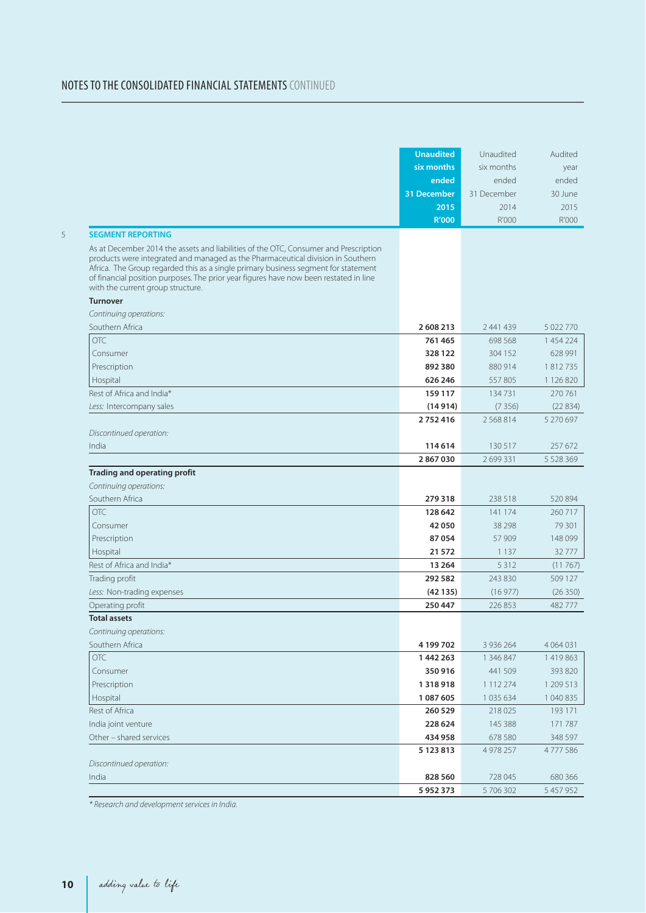## NOTES TO THE CONSOLIDATED FINANCIAL STATEMENTS CONTINUED

### 5 SEGMENT REPORTING

As at December 2014 the assets and liabilities of the OTC, Consumer and Prescription products were integrated and managed as the Pharmaceutical division in Southern Africa. The Group regarded this as a single primary business segment for statement of financial position purposes. The prior year figures have now been restated in line with the current group structure.

| | **Unaudited six months ended 31 December 2015 R'000** | Unaudited six months ended 31 December 2014 R'000 | Audited year ended 30 June 2015 R'000 |
|---|---|---|---|
| **Turnover** | | | |
| *Continuing operations:* | | | |
| Southern Africa | **2 608 213** | 2 441 439 | 5 022 770 |
| OTC | **761 465** | 698 568 | 1 454 224 |
| Consumer | **328 122** | 304 152 | 628 991 |
| Prescription | **892 380** | 880 914 | 1 812 735 |
| Hospital | **626 246** | 557 805 | 1 126 820 |
| Rest of Africa and India* | **159 117** | 134 731 | 270 761 |
| *Less:* Intercompany sales | **(14 914)** | (7 356) | (22 834) |
| | **2 752 416** | 2 568 814 | 5 270 697 |
| *Discontinued operation:* | | | |
| India | **114 614** | 130 517 | 257 672 |
| | **2 867 030** | 2 699 331 | 5 528 369 |
| **Trading and operating profit** | | | |
| *Continuing operations:* | | | |
| Southern Africa | **279 318** | 238 518 | 520 894 |
| OTC | **128 642** | 141 174 | 260 717 |
| Consumer | **42 050** | 38 298 | 79 301 |
| Prescription | **87 054** | 57 909 | 148 099 |
| Hospital | **21 572** | 1 137 | 32 777 |
| Rest of Africa and India* | **13 264** | 5 312 | (11 767) |
| Trading profit | **292 582** | 243 830 | 509 127 |
| *Less:* Non-trading expenses | **(42 135)** | (16 977) | (26 350) |
| Operating profit | **250 447** | 226 853 | 482 777 |
| **Total assets** | | | |
| *Continuing operations:* | | | |
| Southern Africa | **4 199 702** | 3 936 264 | 4 064 031 |
| OTC | **1 442 263** | 1 346 847 | 1 419 863 |
| Consumer | **350 916** | 441 509 | 393 820 |
| Prescription | **1 318 918** | 1 112 274 | 1 209 513 |
| Hospital | **1 087 605** | 1 035 634 | 1 040 835 |
| Rest of Africa | **260 529** | 218 025 | 193 171 |
| India joint venture | **228 624** | 145 388 | 171 787 |
| Other – shared services | **434 958** | 678 580 | 348 597 |
| | **5 123 813** | 4 978 257 | 4 777 586 |
| *Discontinued operation:* | | | |
| India | **828 560** | 728 045 | 680 366 |
| | **5 952 373** | 5 706 302 | 5 457 952 |

*\* Research and development services in India.*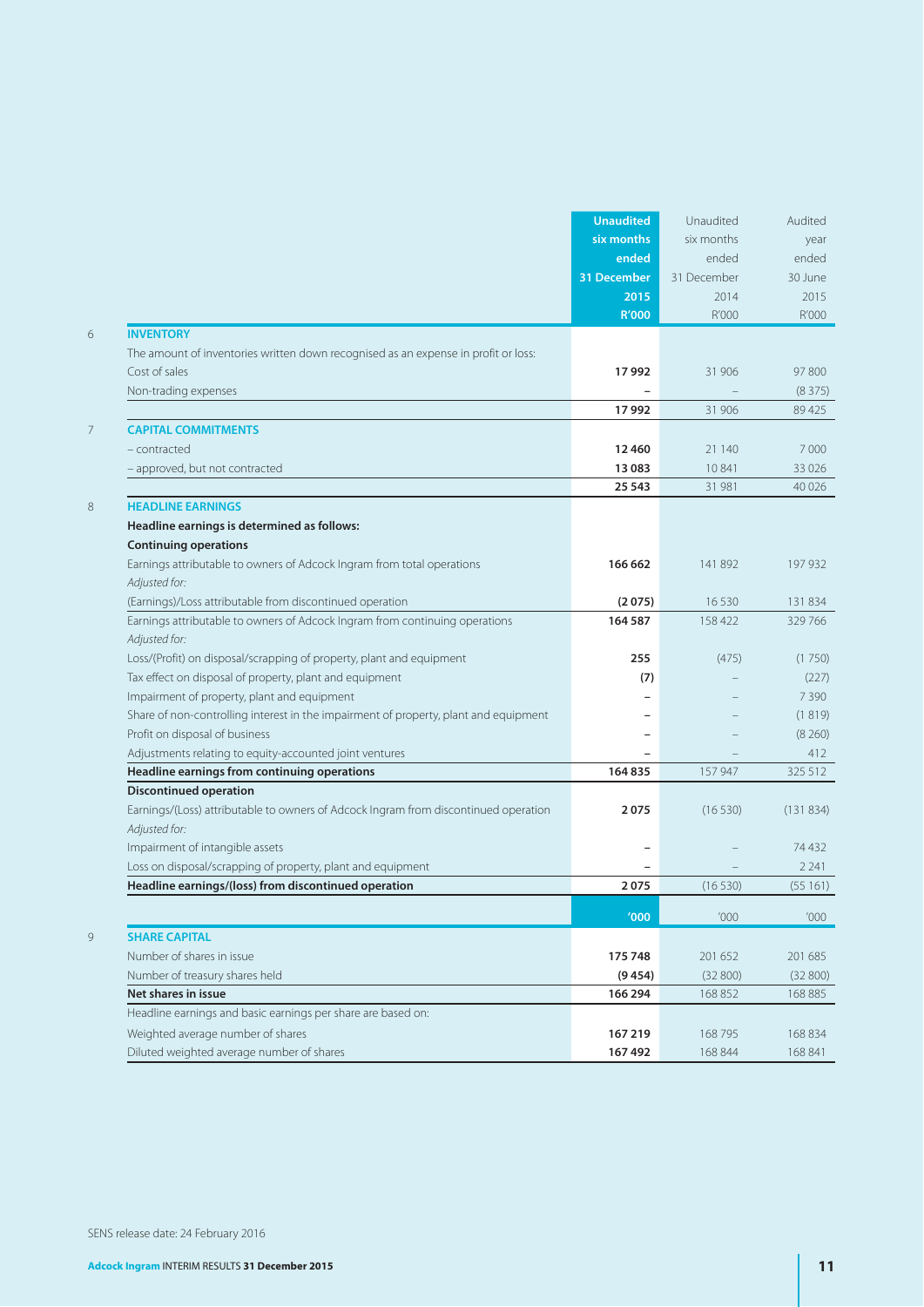| | | Unaudited six months ended 31 December 2015 R'000 | Unaudited six months ended 31 December 2014 R'000 | Audited year ended 30 June 2015 R'000 |
|---|---|---|---|---|
| 6 | **INVENTORY** | | | |
| | The amount of inventories written down recognised as an expense in profit or loss: | | | |
| | Cost of sales | **17 992** | 31 906 | 97 800 |
| | Non-trading expenses | **–** | – | (8 375) |
| | | **17 992** | 31 906 | 89 425 |
| 7 | **CAPITAL COMMITMENTS** | | | |
| | – contracted | **12 460** | 21 140 | 7 000 |
| | – approved, but not contracted | **13 083** | 10 841 | 33 026 |
| | | **25 543** | 31 981 | 40 026 |
| 8 | **HEADLINE EARNINGS** | | | |
| | **Headline earnings is determined as follows:** | | | |
| | **Continuing operations** | | | |
| | Earnings attributable to owners of Adcock Ingram from total operations | **166 662** | 141 892 | 197 932 |
| | *Adjusted for:* | | | |
| | (Earnings)/Loss attributable from discontinued operation | **(2 075)** | 16 530 | 131 834 |
| | Earnings attributable to owners of Adcock Ingram from continuing operations | **164 587** | 158 422 | 329 766 |
| | *Adjusted for:* | | | |
| | Loss/(Profit) on disposal/scrapping of property, plant and equipment | **255** | (475) | (1 750) |
| | Tax effect on disposal of property, plant and equipment | **(7)** | – | (227) |
| | Impairment of property, plant and equipment | **–** | – | 7 390 |
| | Share of non-controlling interest in the impairment of property, plant and equipment | **–** | – | (1 819) |
| | Profit on disposal of business | **–** | – | (8 260) |
| | Adjustments relating to equity-accounted joint ventures | **–** | – | 412 |
| | **Headline earnings from continuing operations** | **164 835** | 157 947 | 325 512 |
| | **Discontinued operation** | | | |
| | Earnings/(Loss) attributable to owners of Adcock Ingram from discontinued operation | **2 075** | (16 530) | (131 834) |
| | *Adjusted for:* | | | |
| | Impairment of intangible assets | **–** | – | 74 432 |
| | Loss on disposal/scrapping of property, plant and equipment | **–** | – | 2 241 |
| | **Headline earnings/(loss) from discontinued operation** | **2 075** | (16 530) | (55 161) |
| | | **'000** | '000 | '000 |
| 9 | **SHARE CAPITAL** | | | |
| | Number of shares in issue | **175 748** | 201 652 | 201 685 |
| | Number of treasury shares held | **(9 454)** | (32 800) | (32 800) |
| | **Net shares in issue** | **166 294** | 168 852 | 168 885 |
| | Headline earnings and basic earnings per share are based on: | | | |
| | Weighted average number of shares | **167 219** | 168 795 | 168 834 |
| | Diluted weighted average number of shares | **167 492** | 168 844 | 168 841 |

SENS release date: 24 February 2016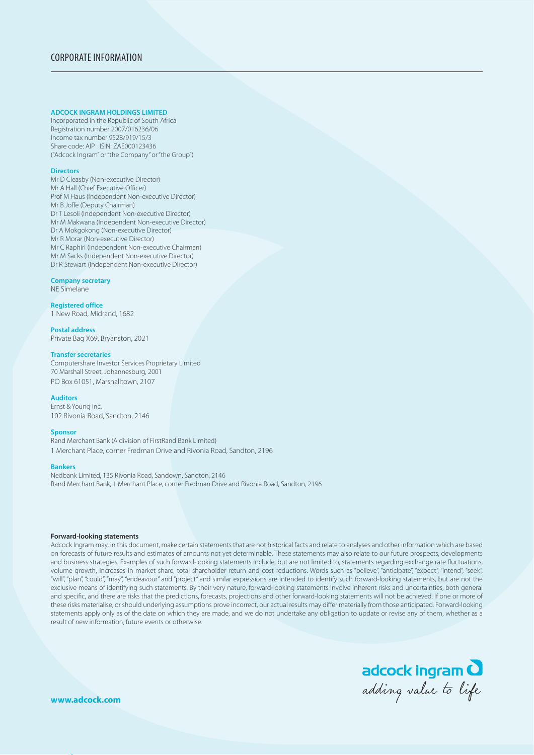# CORPORATE INFORMATION

**ADCOCK INGRAM HOLDINGS LIMITED**
Incorporated in the Republic of South Africa
Registration number 2007/016236/06
Income tax number 9528/919/15/3
Share code: AIP ISIN: ZAE000123436
("Adcock Ingram" or "the Company" or "the Group")

**Directors**
Mr D Cleasby (Non-executive Director)
Mr A Hall (Chief Executive Officer)
Prof M Haus (Independent Non-executive Director)
Mr B Joffe (Deputy Chairman)
Dr T Lesoli (Independent Non-executive Director)
Mr M Makwana (Independent Non-executive Director)
Dr A Mokgokong (Non-executive Director)
Mr R Morar (Non-executive Director)
Mr C Raphiri (Independent Non-executive Chairman)
Mr M Sacks (Independent Non-executive Director)
Dr R Stewart (Independent Non-executive Director)

**Company secretary**
NE Simelane

**Registered office**
1 New Road, Midrand, 1682

**Postal address**
Private Bag X69, Bryanston, 2021

**Transfer secretaries**
Computershare Investor Services Proprietary Limited
70 Marshall Street, Johannesburg, 2001
PO Box 61051, Marshalltown, 2107

**Auditors**
Ernst & Young Inc.
102 Rivonia Road, Sandton, 2146

**Sponsor**
Rand Merchant Bank (A division of FirstRand Bank Limited)
1 Merchant Place, corner Fredman Drive and Rivonia Road, Sandton, 2196

**Bankers**
Nedbank Limited, 135 Rivonia Road, Sandown, Sandton, 2146
Rand Merchant Bank, 1 Merchant Place, corner Fredman Drive and Rivonia Road, Sandton, 2196

**Forward-looking statements**

Adcock Ingram may, in this document, make certain statements that are not historical facts and relate to analyses and other information which are based on forecasts of future results and estimates of amounts not yet determinable. These statements may also relate to our future prospects, developments and business strategies. Examples of such forward-looking statements include, but are not limited to, statements regarding exchange rate fluctuations, volume growth, increases in market share, total shareholder return and cost reductions. Words such as "believe", "anticipate", "expect", "intend", "seek", "will", "plan", "could", "may", "endeavour" and "project" and similar expressions are intended to identify such forward-looking statements, but are not the exclusive means of identifying such statements. By their very nature, forward-looking statements involve inherent risks and uncertainties, both general and specific, and there are risks that the predictions, forecasts, projections and other forward-looking statements will not be achieved. If one or more of these risks materialise, or should underlying assumptions prove incorrect, our actual results may differ materially from those anticipated. Forward-looking statements apply only as of the date on which they are made, and we do not undertake any obligation to update or revise any of them, whether as a result of new information, future events or otherwise.

adcock ingram
adding value to life

**www.adcock.com**